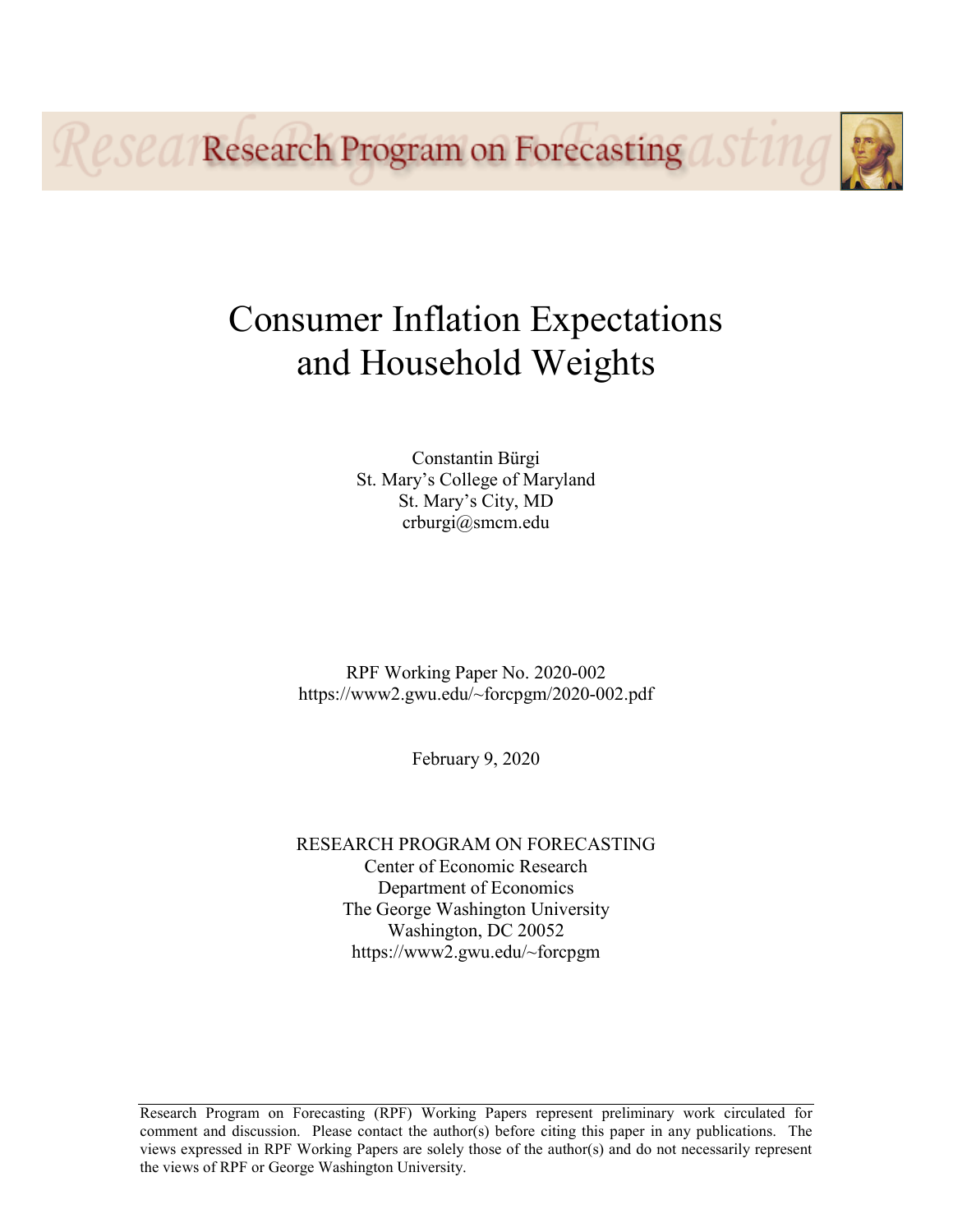Research Program on Forecasting

# Consumer Inflation Expectations and Household Weights

Constantin Bürgi
St. Mary's College of Maryland
St. Mary's City, MD
crburgi@smcm.edu

RPF Working Paper No. 2020-002
https://www2.gwu.edu/~forcpgm/2020-002.pdf

February 9, 2020

RESEARCH PROGRAM ON FORECASTING
Center of Economic Research
Department of Economics
The George Washington University
Washington, DC 20052
https://www2.gwu.edu/~forcpgm

---

Research Program on Forecasting (RPF) Working Papers represent preliminary work circulated for comment and discussion. Please contact the author(s) before citing this paper in any publications. The views expressed in RPF Working Papers are solely those of the author(s) and do not necessarily represent the views of RPF or George Washington University.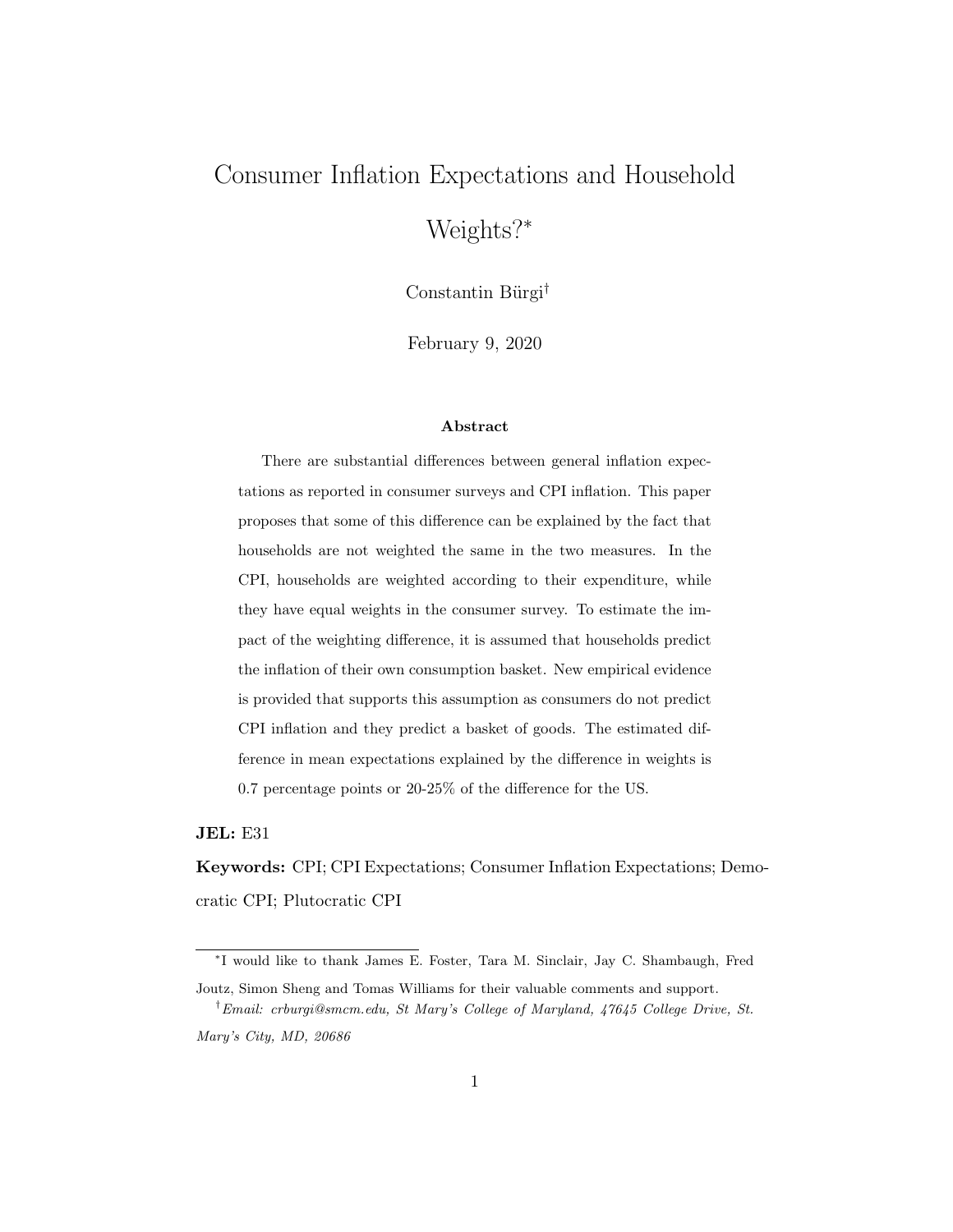# Consumer Inflation Expectations and Household Weights?[*]

Constantin Bürgi[†]

February 9, 2020

### Abstract

There are substantial differences between general inflation expectations as reported in consumer surveys and CPI inflation. This paper proposes that some of this difference can be explained by the fact that households are not weighted the same in the two measures. In the CPI, households are weighted according to their expenditure, while they have equal weights in the consumer survey. To estimate the impact of the weighting difference, it is assumed that households predict the inflation of their own consumption basket. New empirical evidence is provided that supports this assumption as consumers do not predict CPI inflation and they predict a basket of goods. The estimated difference in mean expectations explained by the difference in weights is 0.7 percentage points or 20-25% of the difference for the US.

**JEL:** E31

**Keywords:** CPI; CPI Expectations; Consumer Inflation Expectations; Democratic CPI; Plutocratic CPI

[*] I would like to thank James E. Foster, Tara M. Sinclair, Jay C. Shambaugh, Fred Joutz, Simon Sheng and Tomas Williams for their valuable comments and support.

[†] *Email: crburgi@smcm.edu, St Mary's College of Maryland, 47645 College Drive, St. Mary's City, MD, 20686*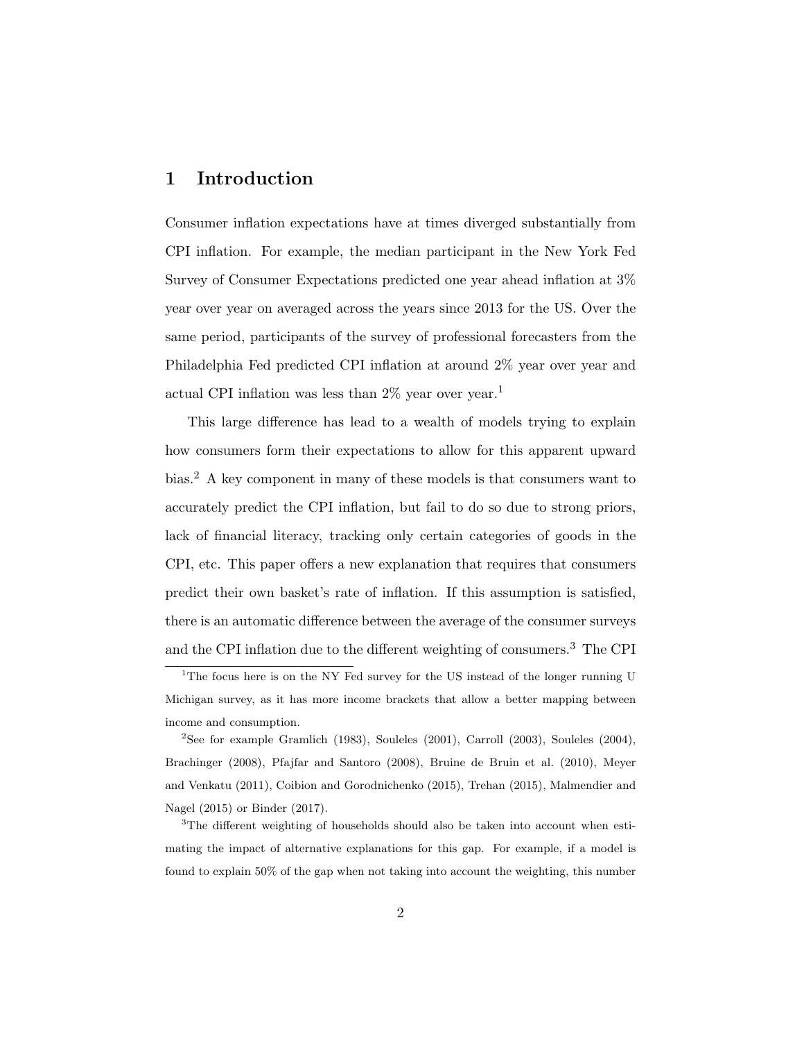# 1 Introduction

Consumer inflation expectations have at times diverged substantially from CPI inflation. For example, the median participant in the New York Fed Survey of Consumer Expectations predicted one year ahead inflation at 3% year over year on averaged across the years since 2013 for the US. Over the same period, participants of the survey of professional forecasters from the Philadelphia Fed predicted CPI inflation at around 2% year over year and actual CPI inflation was less than 2% year over year.[1]

This large difference has lead to a wealth of models trying to explain how consumers form their expectations to allow for this apparent upward bias.[2] A key component in many of these models is that consumers want to accurately predict the CPI inflation, but fail to do so due to strong priors, lack of financial literacy, tracking only certain categories of goods in the CPI, etc. This paper offers a new explanation that requires that consumers predict their own basket's rate of inflation. If this assumption is satisfied, there is an automatic difference between the average of the consumer surveys and the CPI inflation due to the different weighting of consumers.[3] The CPI

[1] The focus here is on the NY Fed survey for the US instead of the longer running U Michigan survey, as it has more income brackets that allow a better mapping between income and consumption.

[2] See for example Gramlich (1983), Souleles (2001), Carroll (2003), Souleles (2004), Brachinger (2008), Pfajfar and Santoro (2008), Bruine de Bruin et al. (2010), Meyer and Venkatu (2011), Coibion and Gorodnichenko (2015), Trehan (2015), Malmendier and Nagel (2015) or Binder (2017).

[3] The different weighting of households should also be taken into account when estimating the impact of alternative explanations for this gap. For example, if a model is found to explain 50% of the gap when not taking into account the weighting, this number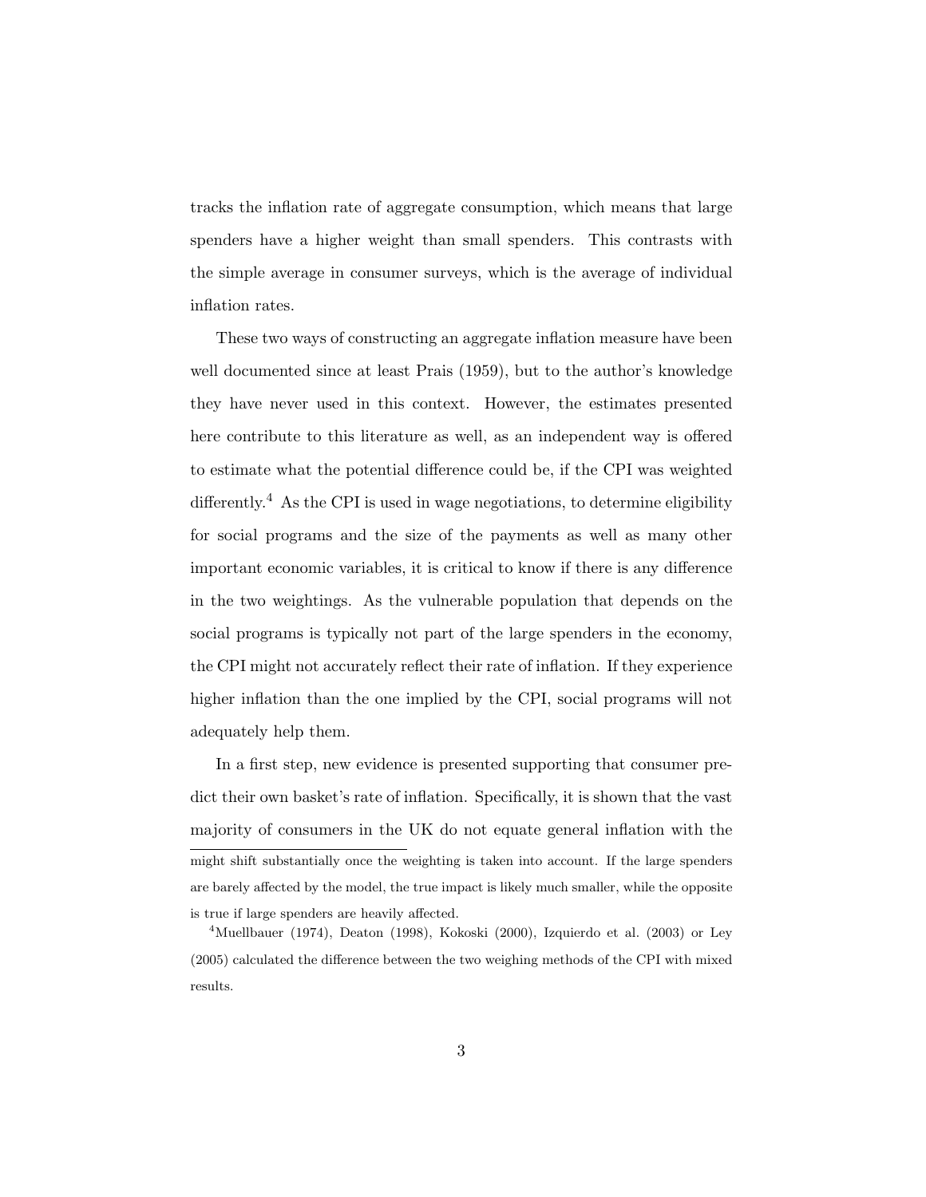tracks the inflation rate of aggregate consumption, which means that large spenders have a higher weight than small spenders. This contrasts with the simple average in consumer surveys, which is the average of individual inflation rates.

These two ways of constructing an aggregate inflation measure have been well documented since at least Prais (1959), but to the author's knowledge they have never used in this context. However, the estimates presented here contribute to this literature as well, as an independent way is offered to estimate what the potential difference could be, if the CPI was weighted differently.[4] As the CPI is used in wage negotiations, to determine eligibility for social programs and the size of the payments as well as many other important economic variables, it is critical to know if there is any difference in the two weightings. As the vulnerable population that depends on the social programs is typically not part of the large spenders in the economy, the CPI might not accurately reflect their rate of inflation. If they experience higher inflation than the one implied by the CPI, social programs will not adequately help them.

In a first step, new evidence is presented supporting that consumer predict their own basket's rate of inflation. Specifically, it is shown that the vast majority of consumers in the UK do not equate general inflation with the

---

might shift substantially once the weighting is taken into account. If the large spenders are barely affected by the model, the true impact is likely much smaller, while the opposite is true if large spenders are heavily affected.

[4] Muellbauer (1974), Deaton (1998), Kokoski (2000), Izquierdo et al. (2003) or Ley (2005) calculated the difference between the two weighing methods of the CPI with mixed results.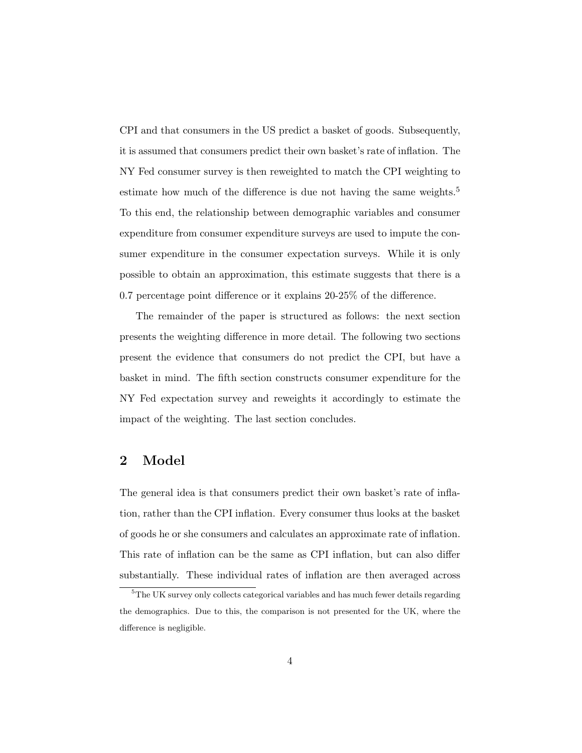CPI and that consumers in the US predict a basket of goods. Subsequently, it is assumed that consumers predict their own basket's rate of inflation. The NY Fed consumer survey is then reweighted to match the CPI weighting to estimate how much of the difference is due not having the same weights.[5] To this end, the relationship between demographic variables and consumer expenditure from consumer expenditure surveys are used to impute the consumer expenditure in the consumer expectation surveys. While it is only possible to obtain an approximation, this estimate suggests that there is a 0.7 percentage point difference or it explains 20-25% of the difference.

The remainder of the paper is structured as follows: the next section presents the weighting difference in more detail. The following two sections present the evidence that consumers do not predict the CPI, but have a basket in mind. The fifth section constructs consumer expenditure for the NY Fed expectation survey and reweights it accordingly to estimate the impact of the weighting. The last section concludes.

## 2 Model

The general idea is that consumers predict their own basket's rate of inflation, rather than the CPI inflation. Every consumer thus looks at the basket of goods he or she consumers and calculates an approximate rate of inflation. This rate of inflation can be the same as CPI inflation, but can also differ substantially. These individual rates of inflation are then averaged across

[5] The UK survey only collects categorical variables and has much fewer details regarding the demographics. Due to this, the comparison is not presented for the UK, where the difference is negligible.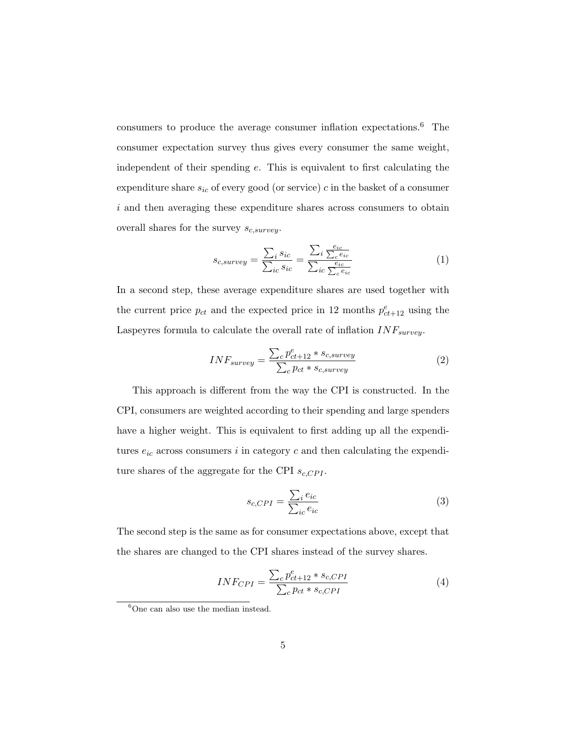consumers to produce the average consumer inflation expectations.[6] The consumer expectation survey thus gives every consumer the same weight, independent of their spending $e$. This is equivalent to first calculating the expenditure share $s_{ic}$ of every good (or service) $c$ in the basket of a consumer $i$ and then averaging these expenditure shares across consumers to obtain overall shares for the survey $s_{c,survey}$.

$$s_{c,survey} = \frac{\sum_i s_{ic}}{\sum_{ic} s_{ic}} = \frac{\sum_i \frac{e_{ic}}{\sum_c e_{ic}}}{\sum_{ic} \frac{e_{ic}}{\sum_c e_{ic}}} \tag{1}$$

In a second step, these average expenditure shares are used together with the current price $p_{ct}$ and the expected price in 12 months $p^e_{ct+12}$ using the Laspeyres formula to calculate the overall rate of inflation $INF_{survey}$.

$$INF_{survey} = \frac{\sum_c p^e_{ct+12} * s_{c,survey}}{\sum_c p_{ct} * s_{c,survey}} \tag{2}$$

This approach is different from the way the CPI is constructed. In the CPI, consumers are weighted according to their spending and large spenders have a higher weight. This is equivalent to first adding up all the expenditures $e_{ic}$ across consumers $i$ in category $c$ and then calculating the expenditure shares of the aggregate for the CPI $s_{c,CPI}$.

$$s_{c,CPI} = \frac{\sum_i e_{ic}}{\sum_{ic} e_{ic}} \tag{3}$$

The second step is the same as for consumer expectations above, except that the shares are changed to the CPI shares instead of the survey shares.

$$INF_{CPI} = \frac{\sum_c p^e_{ct+12} * s_{c,CPI}}{\sum_c p_{ct} * s_{c,CPI}} \tag{4}$$

[6] One can also use the median instead.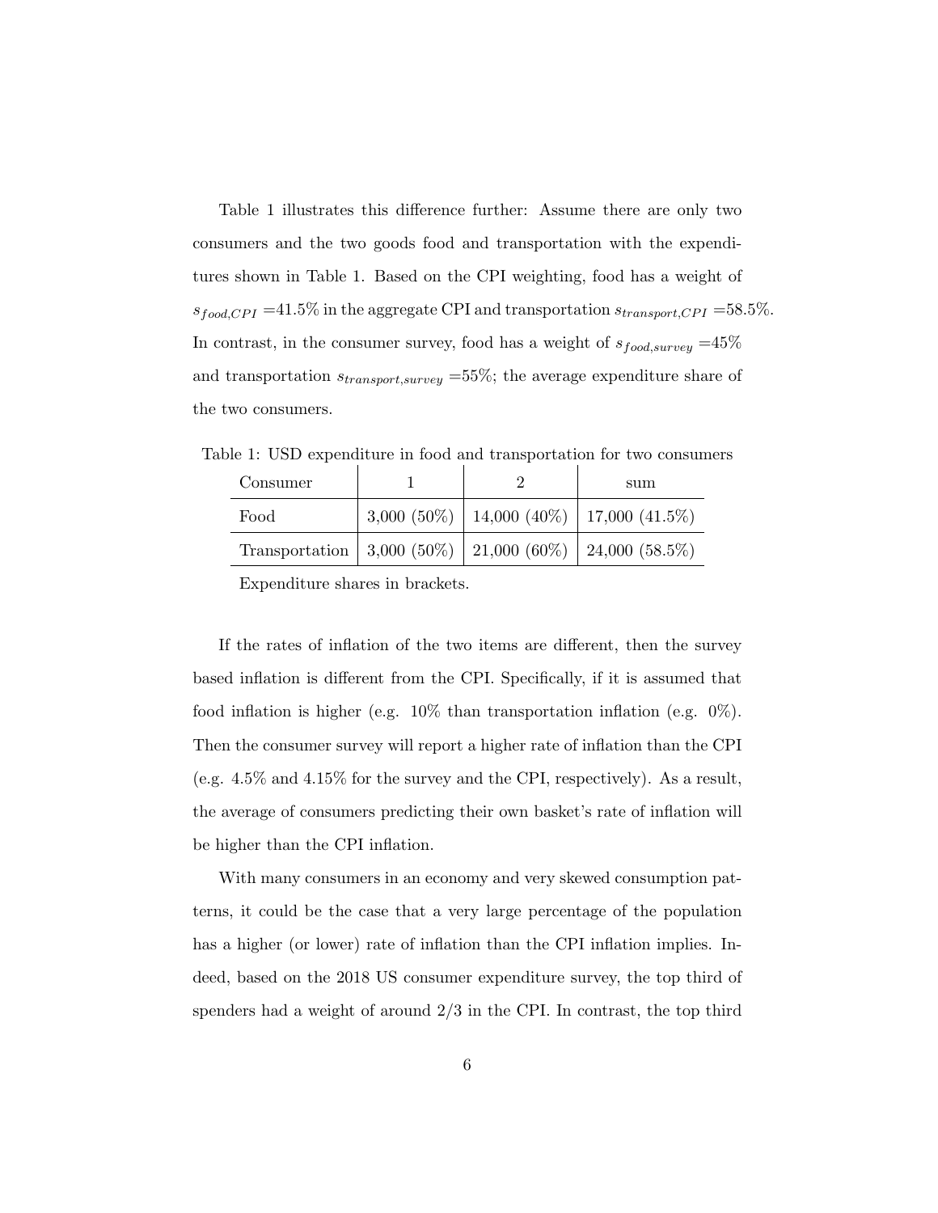Table 1 illustrates this difference further: Assume there are only two consumers and the two goods food and transportation with the expenditures shown in Table 1. Based on the CPI weighting, food has a weight of $s_{food,CPI}$ =41.5% in the aggregate CPI and transportation $s_{transport,CPI}$ =58.5%. In contrast, in the consumer survey, food has a weight of $s_{food,survey}$ =45% and transportation $s_{transport,survey}$ =55%; the average expenditure share of the two consumers.

Table 1: USD expenditure in food and transportation for two consumers

| Consumer | 1 | 2 | sum |
|---|---|---|---|
| Food | 3,000 (50%) | 14,000 (40%) | 17,000 (41.5%) |
| Transportation | 3,000 (50%) | 21,000 (60%) | 24,000 (58.5%) |

Expenditure shares in brackets.

If the rates of inflation of the two items are different, then the survey based inflation is different from the CPI. Specifically, if it is assumed that food inflation is higher (e.g. 10% than transportation inflation (e.g. 0%). Then the consumer survey will report a higher rate of inflation than the CPI (e.g. 4.5% and 4.15% for the survey and the CPI, respectively). As a result, the average of consumers predicting their own basket's rate of inflation will be higher than the CPI inflation.

With many consumers in an economy and very skewed consumption patterns, it could be the case that a very large percentage of the population has a higher (or lower) rate of inflation than the CPI inflation implies. Indeed, based on the 2018 US consumer expenditure survey, the top third of spenders had a weight of around 2/3 in the CPI. In contrast, the top third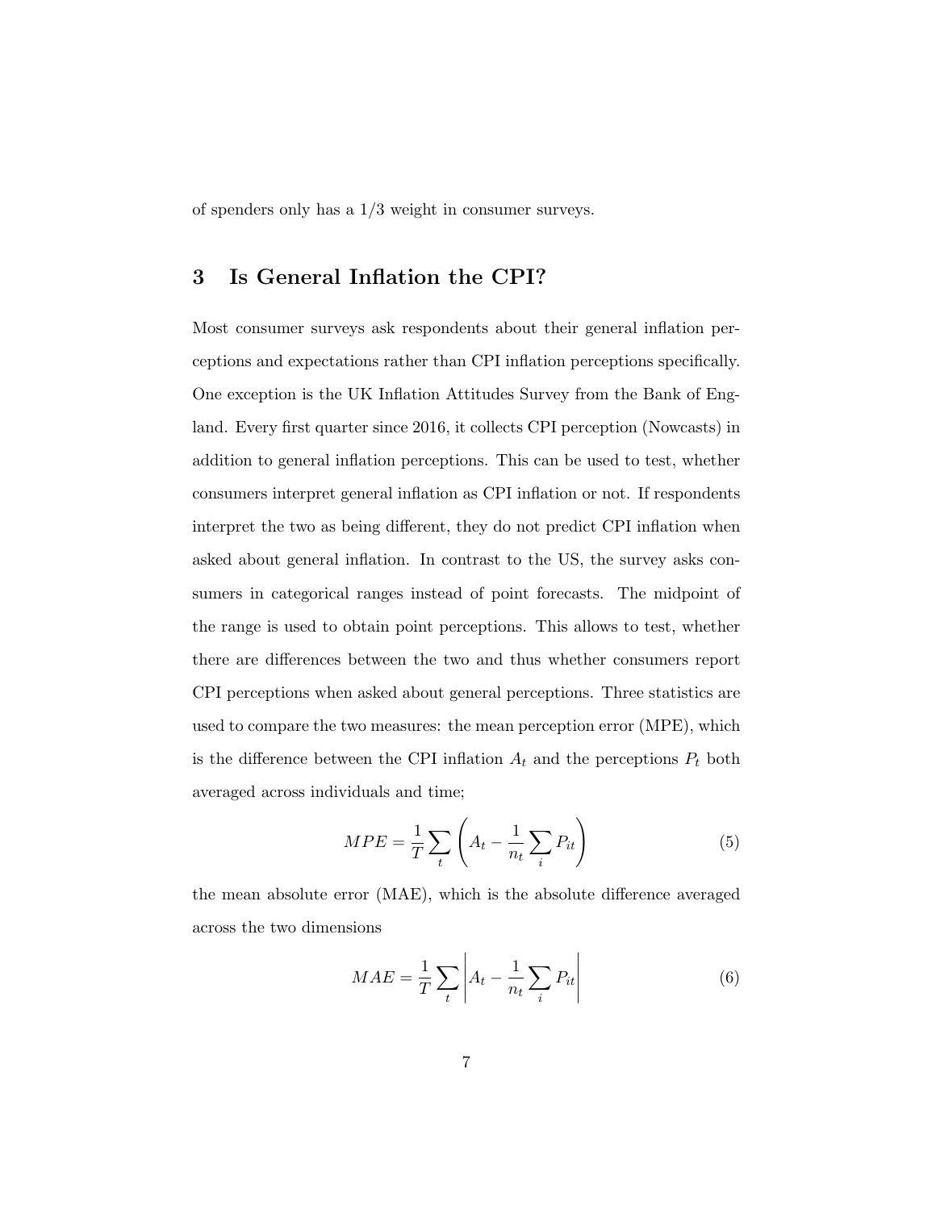of spenders only has a 1/3 weight in consumer surveys.

## 3 Is General Inflation the CPI?

Most consumer surveys ask respondents about their general inflation perceptions and expectations rather than CPI inflation perceptions specifically. One exception is the UK Inflation Attitudes Survey from the Bank of England. Every first quarter since 2016, it collects CPI perception (Nowcasts) in addition to general inflation perceptions. This can be used to test, whether consumers interpret general inflation as CPI inflation or not. If respondents interpret the two as being different, they do not predict CPI inflation when asked about general inflation. In contrast to the US, the survey asks consumers in categorical ranges instead of point forecasts. The midpoint of the range is used to obtain point perceptions. This allows to test, whether there are differences between the two and thus whether consumers report CPI perceptions when asked about general perceptions. Three statistics are used to compare the two measures: the mean perception error (MPE), which is the difference between the CPI inflation $A_t$ and the perceptions $P_t$ both averaged across individuals and time;

$$MPE = \frac{1}{T} \sum_{t} \left( A_t - \frac{1}{n_t} \sum_{i} P_{it} \right) \tag{5}$$

the mean absolute error (MAE), which is the absolute difference averaged across the two dimensions

$$MAE = \frac{1}{T} \sum_{t} \left| A_t - \frac{1}{n_t} \sum_{i} P_{it} \right| \tag{6}$$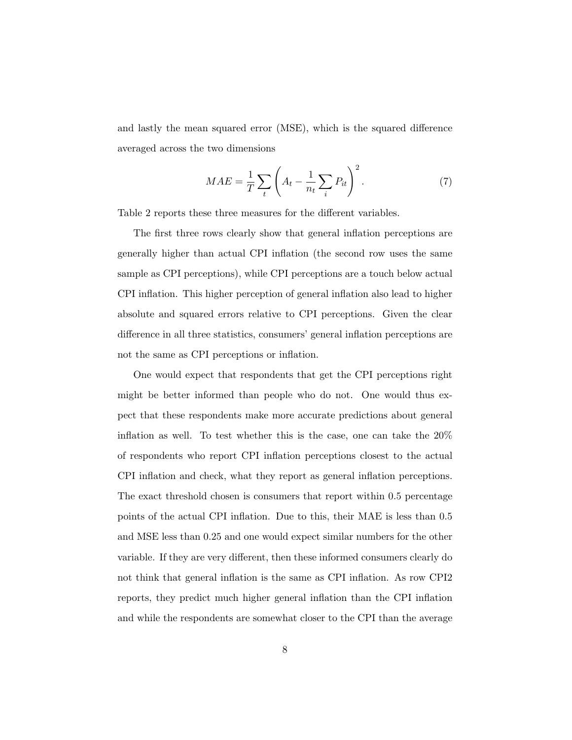and lastly the mean squared error (MSE), which is the squared difference averaged across the two dimensions

$$MAE = \frac{1}{T} \sum_t \left( A_t - \frac{1}{n_t} \sum_i P_{it} \right)^2 . \tag{7}$$

Table 2 reports these three measures for the different variables.

The first three rows clearly show that general inflation perceptions are generally higher than actual CPI inflation (the second row uses the same sample as CPI perceptions), while CPI perceptions are a touch below actual CPI inflation. This higher perception of general inflation also lead to higher absolute and squared errors relative to CPI perceptions. Given the clear difference in all three statistics, consumers' general inflation perceptions are not the same as CPI perceptions or inflation.

One would expect that respondents that get the CPI perceptions right might be better informed than people who do not. One would thus expect that these respondents make more accurate predictions about general inflation as well. To test whether this is the case, one can take the 20% of respondents who report CPI inflation perceptions closest to the actual CPI inflation and check, what they report as general inflation perceptions. The exact threshold chosen is consumers that report within 0.5 percentage points of the actual CPI inflation. Due to this, their MAE is less than 0.5 and MSE less than 0.25 and one would expect similar numbers for the other variable. If they are very different, then these informed consumers clearly do not think that general inflation is the same as CPI inflation. As row CPI2 reports, they predict much higher general inflation than the CPI inflation and while the respondents are somewhat closer to the CPI than the average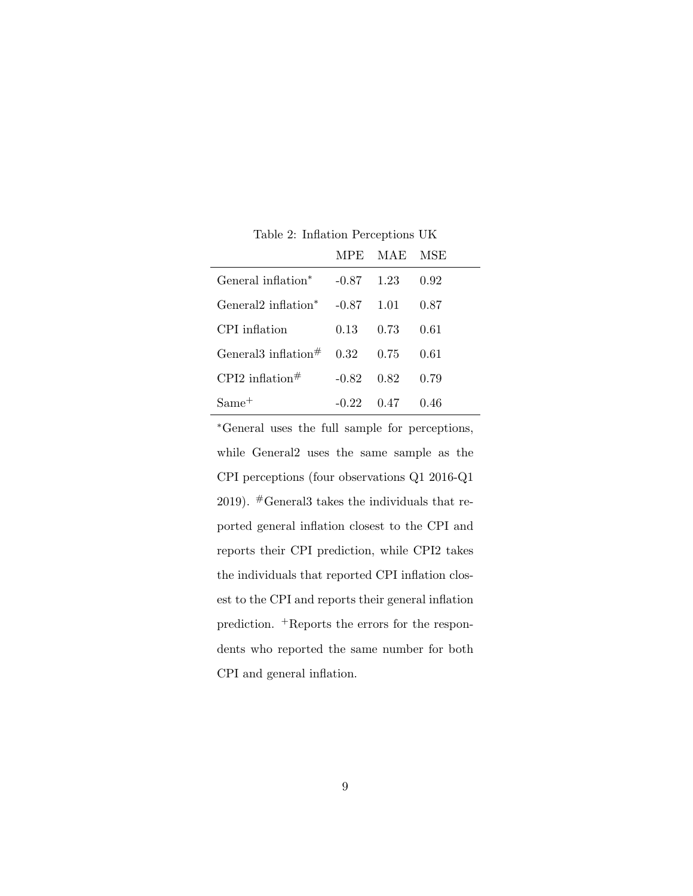Table 2: Inflation Perceptions UK

| | MPE | MAE | MSE |
|---|---|---|---|
| General inflation* | -0.87 | 1.23 | 0.92 |
| General2 inflation* | -0.87 | 1.01 | 0.87 |
| CPI inflation | 0.13 | 0.73 | 0.61 |
| General3 inflation# | 0.32 | 0.75 | 0.61 |
| CPI2 inflation# | -0.82 | 0.82 | 0.79 |
| Same+ | -0.22 | 0.47 | 0.46 |

*General uses the full sample for perceptions, while General2 uses the same sample as the CPI perceptions (four observations Q1 2016-Q1 2019). #General3 takes the individuals that reported general inflation closest to the CPI and reports their CPI prediction, while CPI2 takes the individuals that reported CPI inflation closest to the CPI and reports their general inflation prediction. +Reports the errors for the respondents who reported the same number for both CPI and general inflation.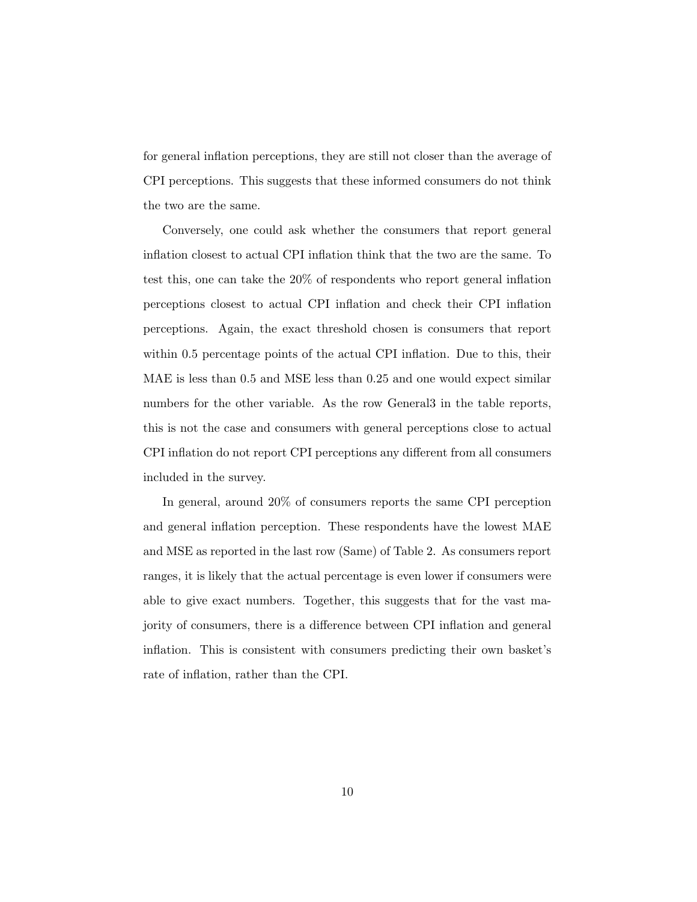for general inflation perceptions, they are still not closer than the average of CPI perceptions. This suggests that these informed consumers do not think the two are the same.

Conversely, one could ask whether the consumers that report general inflation closest to actual CPI inflation think that the two are the same. To test this, one can take the 20% of respondents who report general inflation perceptions closest to actual CPI inflation and check their CPI inflation perceptions. Again, the exact threshold chosen is consumers that report within 0.5 percentage points of the actual CPI inflation. Due to this, their MAE is less than 0.5 and MSE less than 0.25 and one would expect similar numbers for the other variable. As the row General3 in the table reports, this is not the case and consumers with general perceptions close to actual CPI inflation do not report CPI perceptions any different from all consumers included in the survey.

In general, around 20% of consumers reports the same CPI perception and general inflation perception. These respondents have the lowest MAE and MSE as reported in the last row (Same) of Table 2. As consumers report ranges, it is likely that the actual percentage is even lower if consumers were able to give exact numbers. Together, this suggests that for the vast majority of consumers, there is a difference between CPI inflation and general inflation. This is consistent with consumers predicting their own basket's rate of inflation, rather than the CPI.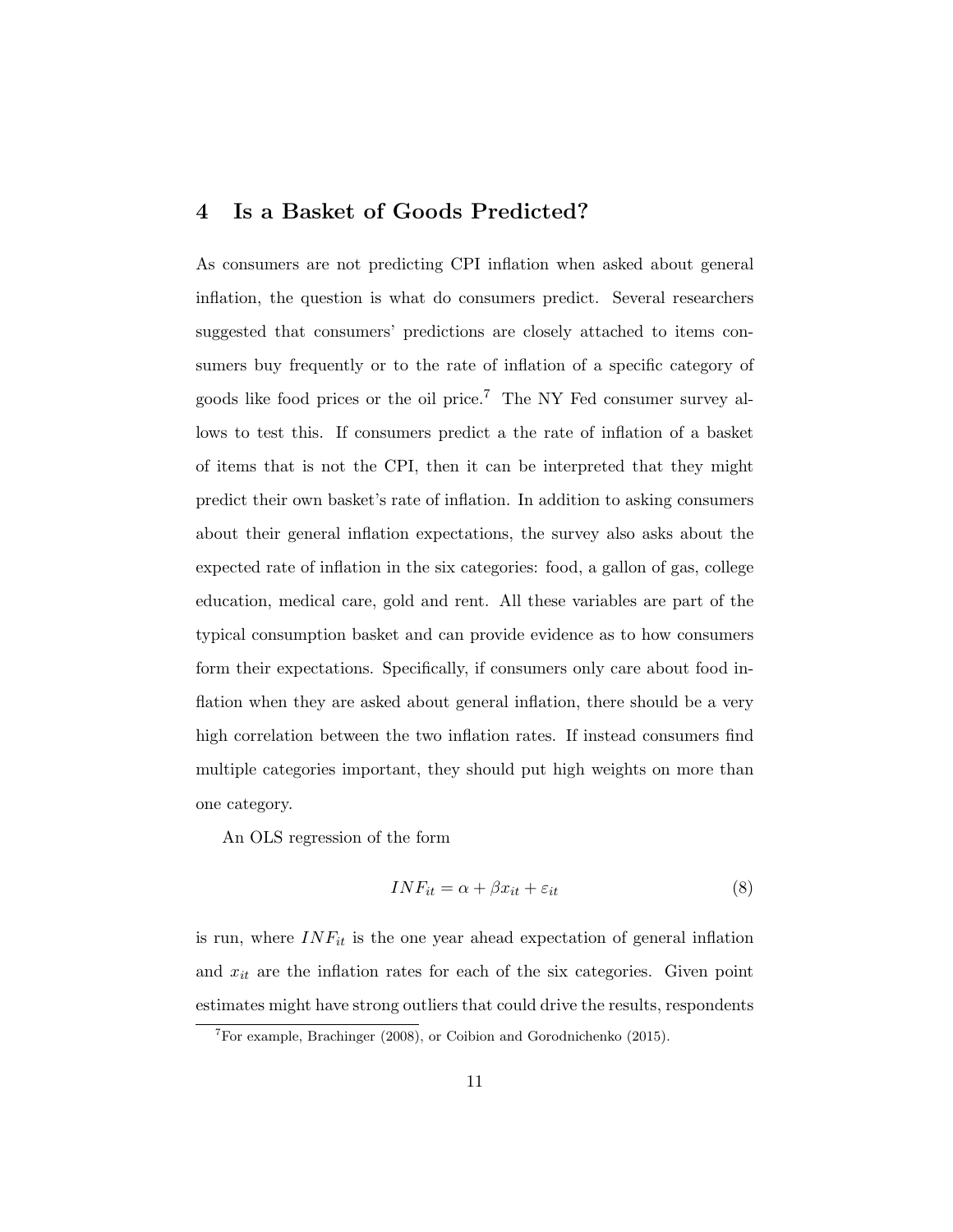## 4 Is a Basket of Goods Predicted?

As consumers are not predicting CPI inflation when asked about general inflation, the question is what do consumers predict. Several researchers suggested that consumers' predictions are closely attached to items consumers buy frequently or to the rate of inflation of a specific category of goods like food prices or the oil price.[7] The NY Fed consumer survey allows to test this. If consumers predict a the rate of inflation of a basket of items that is not the CPI, then it can be interpreted that they might predict their own basket's rate of inflation. In addition to asking consumers about their general inflation expectations, the survey also asks about the expected rate of inflation in the six categories: food, a gallon of gas, college education, medical care, gold and rent. All these variables are part of the typical consumption basket and can provide evidence as to how consumers form their expectations. Specifically, if consumers only care about food inflation when they are asked about general inflation, there should be a very high correlation between the two inflation rates. If instead consumers find multiple categories important, they should put high weights on more than one category.

An OLS regression of the form

$$INF_{it} = \alpha + \beta x_{it} + \varepsilon_{it} \tag{8}$$

is run, where $INF_{it}$ is the one year ahead expectation of general inflation and $x_{it}$ are the inflation rates for each of the six categories. Given point estimates might have strong outliers that could drive the results, respondents

[7] For example, Brachinger (2008), or Coibion and Gorodnichenko (2015).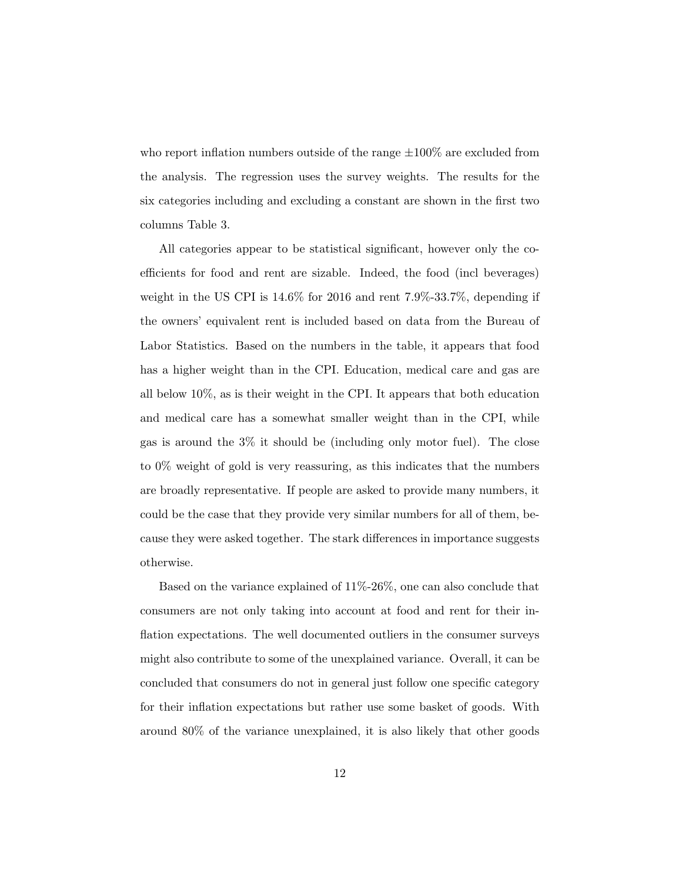who report inflation numbers outside of the range ±100% are excluded from the analysis. The regression uses the survey weights. The results for the six categories including and excluding a constant are shown in the first two columns Table 3.

All categories appear to be statistical significant, however only the coefficients for food and rent are sizable. Indeed, the food (incl beverages) weight in the US CPI is 14.6% for 2016 and rent 7.9%-33.7%, depending if the owners' equivalent rent is included based on data from the Bureau of Labor Statistics. Based on the numbers in the table, it appears that food has a higher weight than in the CPI. Education, medical care and gas are all below 10%, as is their weight in the CPI. It appears that both education and medical care has a somewhat smaller weight than in the CPI, while gas is around the 3% it should be (including only motor fuel). The close to 0% weight of gold is very reassuring, as this indicates that the numbers are broadly representative. If people are asked to provide many numbers, it could be the case that they provide very similar numbers for all of them, because they were asked together. The stark differences in importance suggests otherwise.

Based on the variance explained of 11%-26%, one can also conclude that consumers are not only taking into account at food and rent for their inflation expectations. The well documented outliers in the consumer surveys might also contribute to some of the unexplained variance. Overall, it can be concluded that consumers do not in general just follow one specific category for their inflation expectations but rather use some basket of goods. With around 80% of the variance unexplained, it is also likely that other goods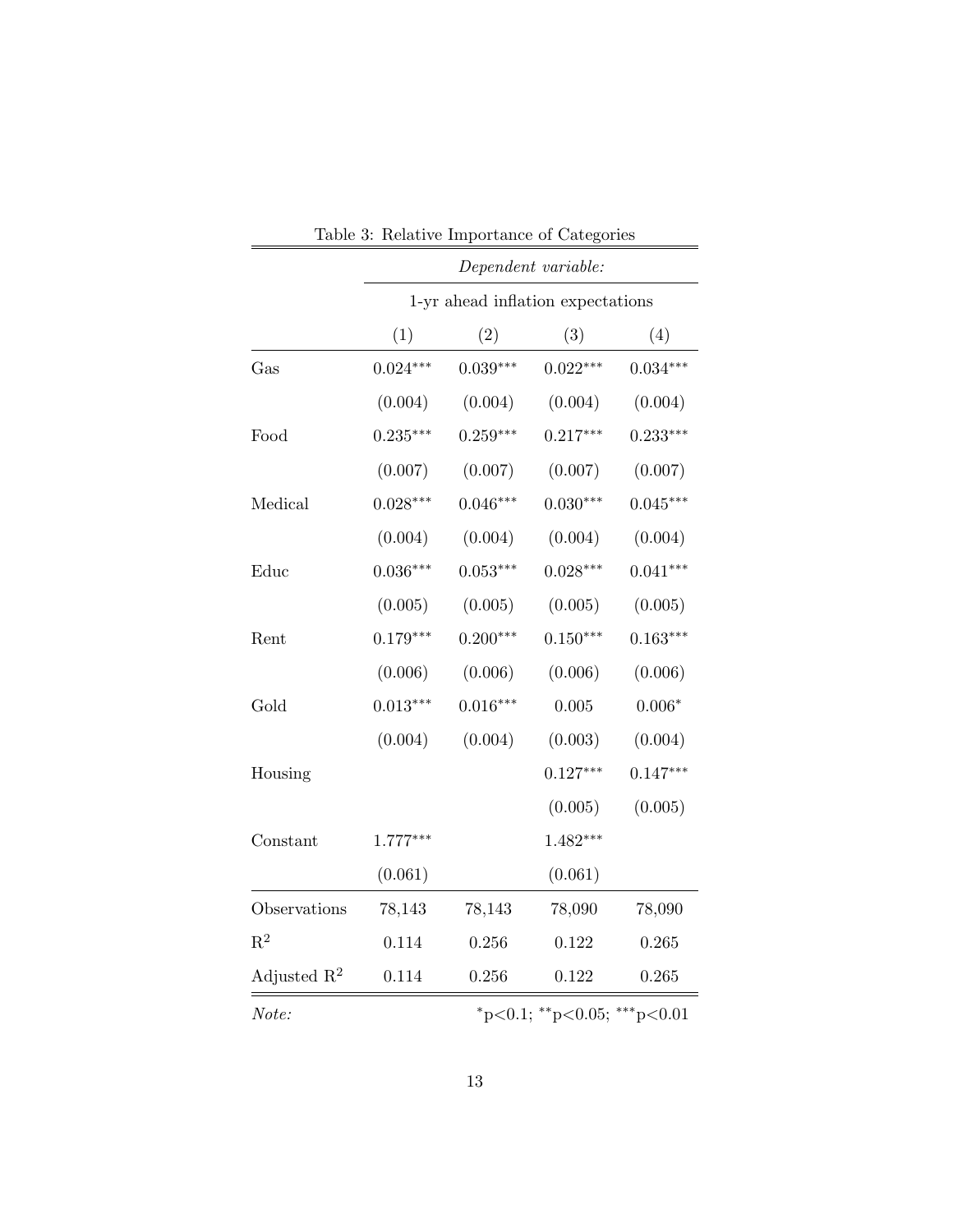Table 3: Relative Importance of Categories

| | *Dependent variable:* | | | |
|---|---|---|---|---|
| | 1-yr ahead inflation expectations | | | |
| | (1) | (2) | (3) | (4) |
| Gas | $0.024^{***}$ | $0.039^{***}$ | $0.022^{***}$ | $0.034^{***}$ |
| | (0.004) | (0.004) | (0.004) | (0.004) |
| Food | $0.235^{***}$ | $0.259^{***}$ | $0.217^{***}$ | $0.233^{***}$ |
| | (0.007) | (0.007) | (0.007) | (0.007) |
| Medical | $0.028^{***}$ | $0.046^{***}$ | $0.030^{***}$ | $0.045^{***}$ |
| | (0.004) | (0.004) | (0.004) | (0.004) |
| Educ | $0.036^{***}$ | $0.053^{***}$ | $0.028^{***}$ | $0.041^{***}$ |
| | (0.005) | (0.005) | (0.005) | (0.005) |
| Rent | $0.179^{***}$ | $0.200^{***}$ | $0.150^{***}$ | $0.163^{***}$ |
| | (0.006) | (0.006) | (0.006) | (0.006) |
| Gold | $0.013^{***}$ | $0.016^{***}$ | 0.005 | $0.006^{*}$ |
| | (0.004) | (0.004) | (0.003) | (0.004) |
| Housing | | | $0.127^{***}$ | $0.147^{***}$ |
| | | | (0.005) | (0.005) |
| Constant | $1.777^{***}$ | | $1.482^{***}$ | |
| | (0.061) | | (0.061) | |
| Observations | 78,143 | 78,143 | 78,090 | 78,090 |
| $R^2$ | 0.114 | 0.256 | 0.122 | 0.265 |
| Adjusted $R^2$ | 0.114 | 0.256 | 0.122 | 0.265 |
| *Note:* | | $^{*}$p<0.1; $^{**}$p<0.05; $^{***}$p<0.01 | | |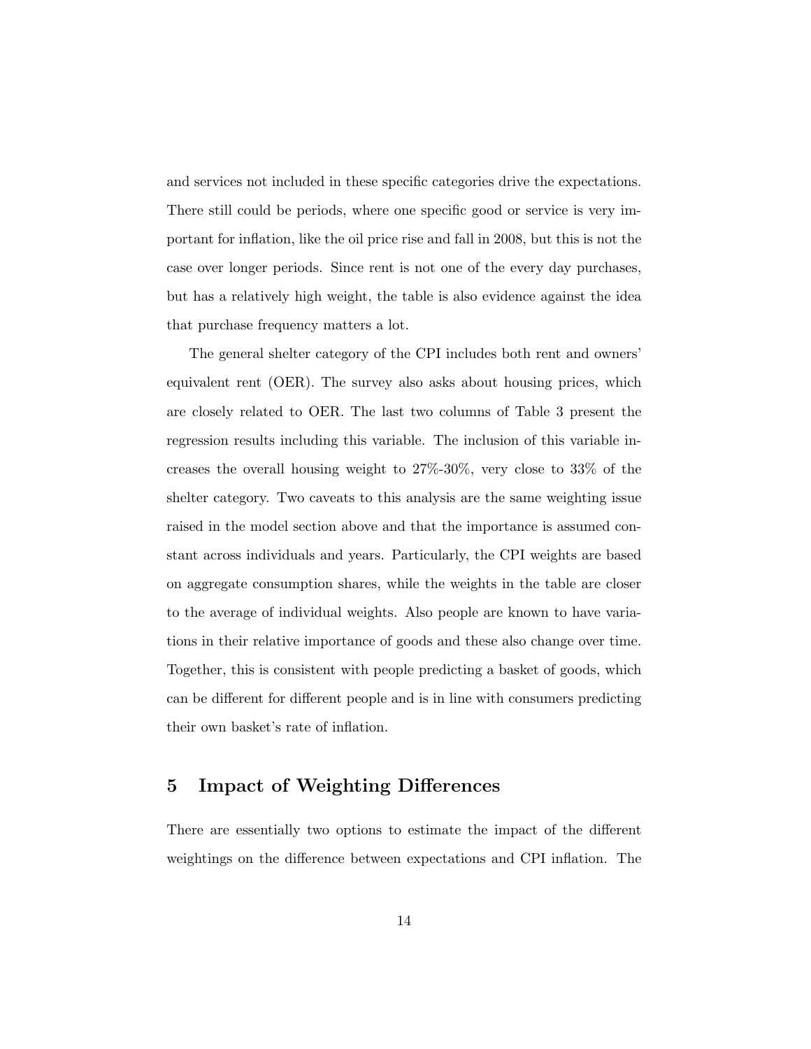and services not included in these specific categories drive the expectations. There still could be periods, where one specific good or service is very important for inflation, like the oil price rise and fall in 2008, but this is not the case over longer periods. Since rent is not one of the every day purchases, but has a relatively high weight, the table is also evidence against the idea that purchase frequency matters a lot.

The general shelter category of the CPI includes both rent and owners' equivalent rent (OER). The survey also asks about housing prices, which are closely related to OER. The last two columns of Table 3 present the regression results including this variable. The inclusion of this variable increases the overall housing weight to 27%-30%, very close to 33% of the shelter category. Two caveats to this analysis are the same weighting issue raised in the model section above and that the importance is assumed constant across individuals and years. Particularly, the CPI weights are based on aggregate consumption shares, while the weights in the table are closer to the average of individual weights. Also people are known to have variations in their relative importance of goods and these also change over time. Together, this is consistent with people predicting a basket of goods, which can be different for different people and is in line with consumers predicting their own basket's rate of inflation.

## 5 Impact of Weighting Differences

There are essentially two options to estimate the impact of the different weightings on the difference between expectations and CPI inflation. The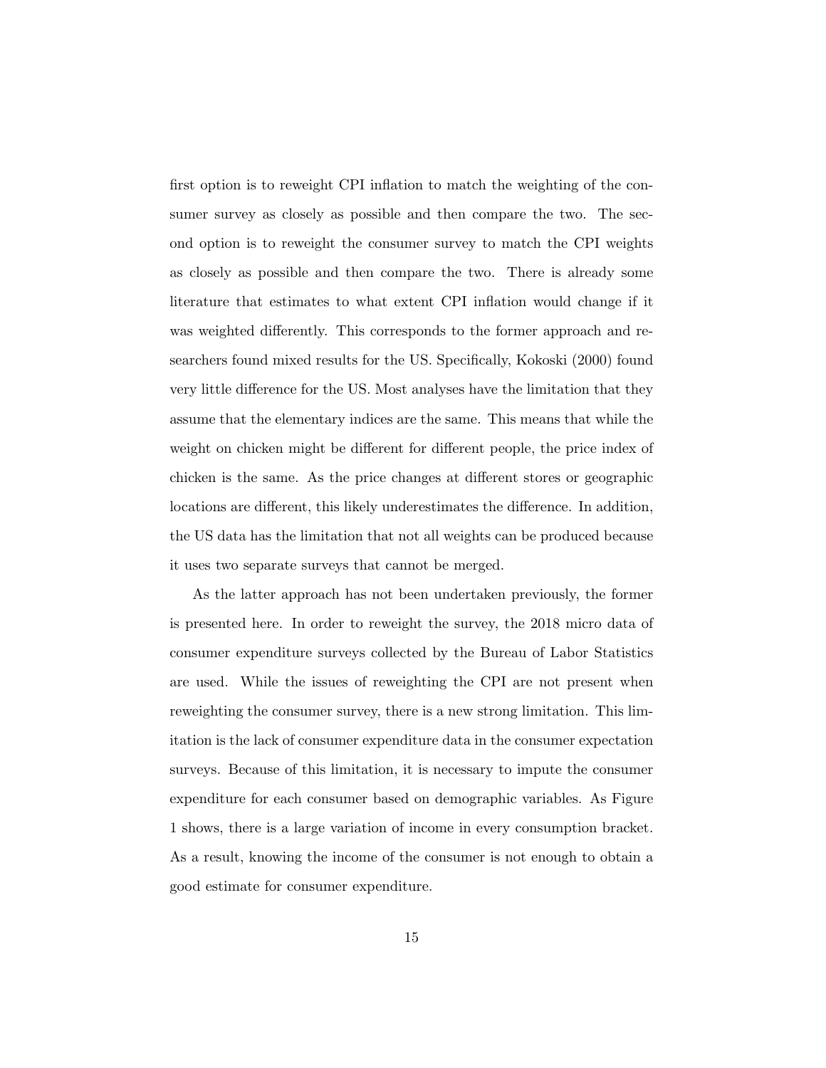first option is to reweight CPI inflation to match the weighting of the consumer survey as closely as possible and then compare the two. The second option is to reweight the consumer survey to match the CPI weights as closely as possible and then compare the two. There is already some literature that estimates to what extent CPI inflation would change if it was weighted differently. This corresponds to the former approach and researchers found mixed results for the US. Specifically, Kokoski (2000) found very little difference for the US. Most analyses have the limitation that they assume that the elementary indices are the same. This means that while the weight on chicken might be different for different people, the price index of chicken is the same. As the price changes at different stores or geographic locations are different, this likely underestimates the difference. In addition, the US data has the limitation that not all weights can be produced because it uses two separate surveys that cannot be merged.

As the latter approach has not been undertaken previously, the former is presented here. In order to reweight the survey, the 2018 micro data of consumer expenditure surveys collected by the Bureau of Labor Statistics are used. While the issues of reweighting the CPI are not present when reweighting the consumer survey, there is a new strong limitation. This limitation is the lack of consumer expenditure data in the consumer expectation surveys. Because of this limitation, it is necessary to impute the consumer expenditure for each consumer based on demographic variables. As Figure 1 shows, there is a large variation of income in every consumption bracket. As a result, knowing the income of the consumer is not enough to obtain a good estimate for consumer expenditure.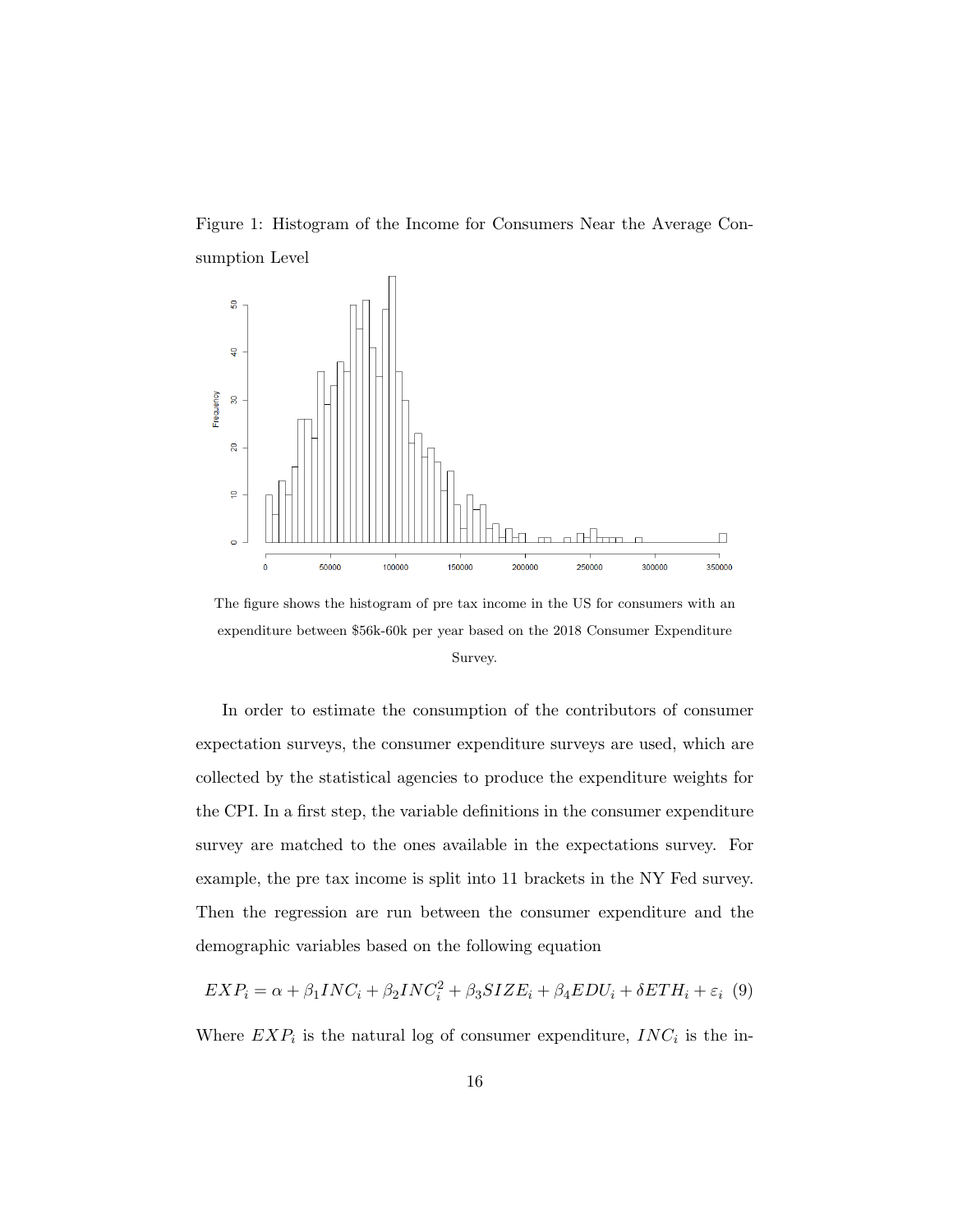Figure 1: Histogram of the Income for Consumers Near the Average Consumption Level

The figure shows the histogram of pre tax income in the US for consumers with an expenditure between $56k-60k per year based on the 2018 Consumer Expenditure Survey.

In order to estimate the consumption of the contributors of consumer expectation surveys, the consumer expenditure surveys are used, which are collected by the statistical agencies to produce the expenditure weights for the CPI. In a first step, the variable definitions in the consumer expenditure survey are matched to the ones available in the expectations survey. For example, the pre tax income is split into 11 brackets in the NY Fed survey. Then the regression are run between the consumer expenditure and the demographic variables based on the following equation

$$EXP_i = \alpha + \beta_1 INC_i + \beta_2 INC_i^2 + \beta_3 SIZE_i + \beta_4 EDU_i + \delta ETH_i + \varepsilon_i \quad (9)$$

Where $EXP_i$ is the natural log of consumer expenditure, $INC_i$ is the in-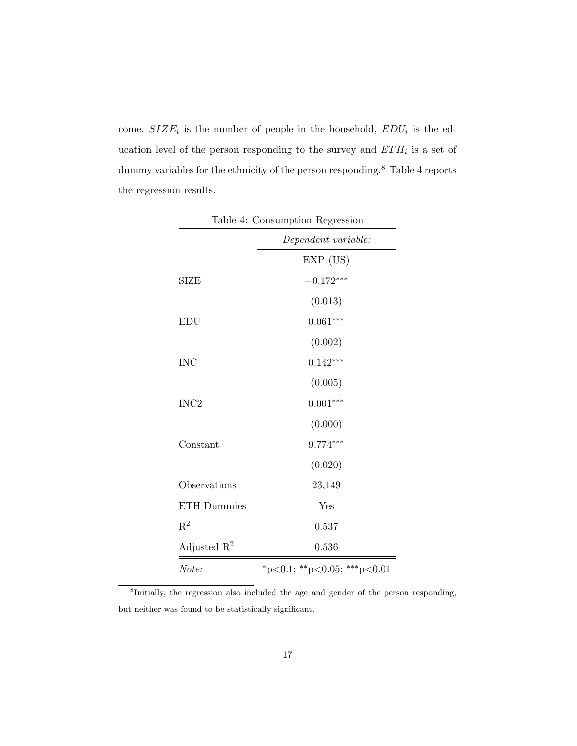come, $SIZE_i$ is the number of people in the household, $EDU_i$ is the education level of the person responding to the survey and $ETH_i$ is a set of dummy variables for the ethnicity of the person responding.[8] Table 4 reports the regression results.

Table 4: Consumption Regression

| | *Dependent variable:* |
|---|---|
| | EXP (US) |
| SIZE | $-0.172^{***}$ |
| | (0.013) |
| EDU | $0.061^{***}$ |
| | (0.002) |
| INC | $0.142^{***}$ |
| | (0.005) |
| INC2 | $0.001^{***}$ |
| | (0.000) |
| Constant | $9.774^{***}$ |
| | (0.020) |
| Observations | 23,149 |
| ETH Dummies | Yes |
| $R^2$ | 0.537 |
| Adjusted $R^2$ | 0.536 |
| *Note:* | $^{*}$p<0.1; $^{**}$p<0.05; $^{***}$p<0.01 |

[8] Initially, the regression also included the age and gender of the person responding, but neither was found to be statistically significant.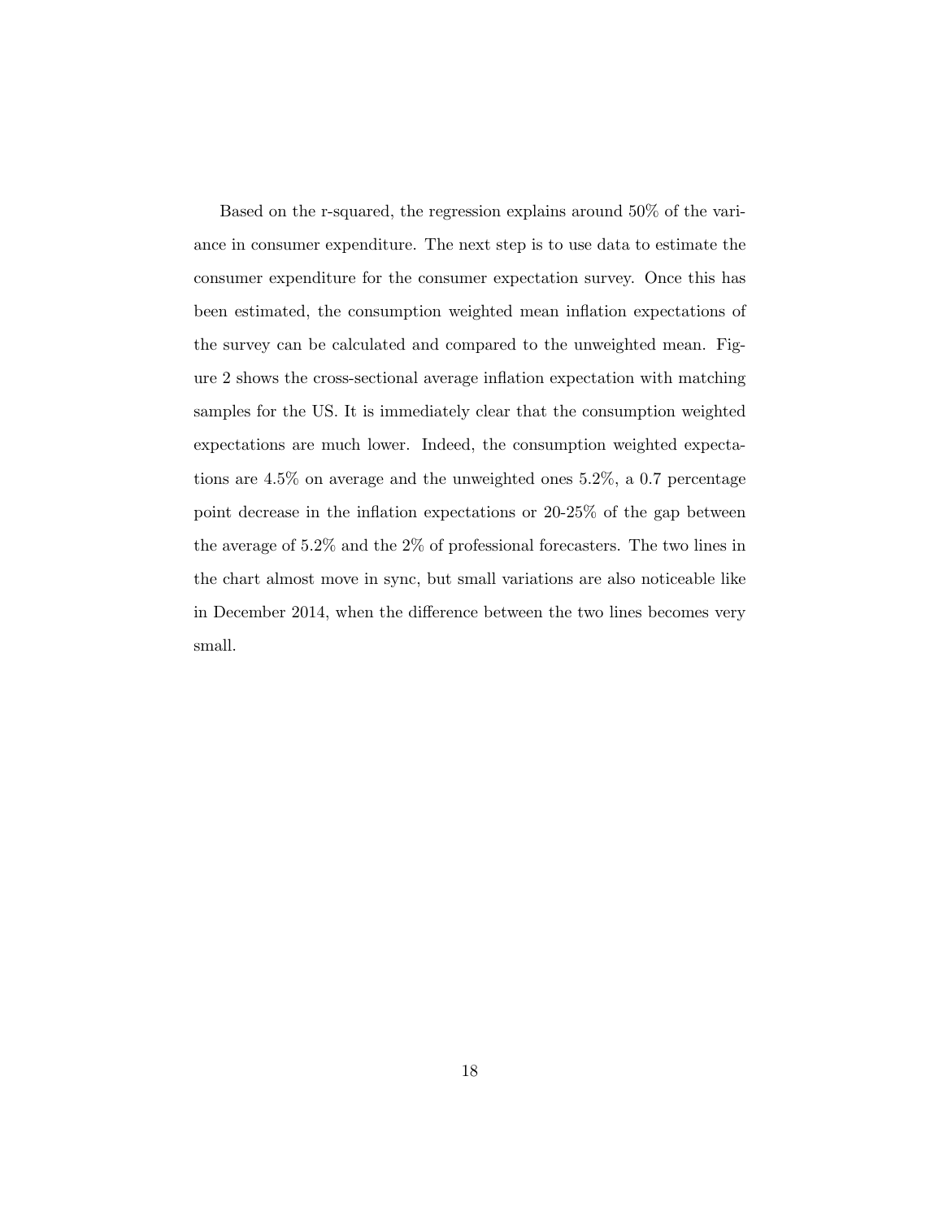Based on the r-squared, the regression explains around 50% of the variance in consumer expenditure. The next step is to use data to estimate the consumer expenditure for the consumer expectation survey. Once this has been estimated, the consumption weighted mean inflation expectations of the survey can be calculated and compared to the unweighted mean. Figure 2 shows the cross-sectional average inflation expectation with matching samples for the US. It is immediately clear that the consumption weighted expectations are much lower. Indeed, the consumption weighted expectations are 4.5% on average and the unweighted ones 5.2%, a 0.7 percentage point decrease in the inflation expectations or 20-25% of the gap between the average of 5.2% and the 2% of professional forecasters. The two lines in the chart almost move in sync, but small variations are also noticeable like in December 2014, when the difference between the two lines becomes very small.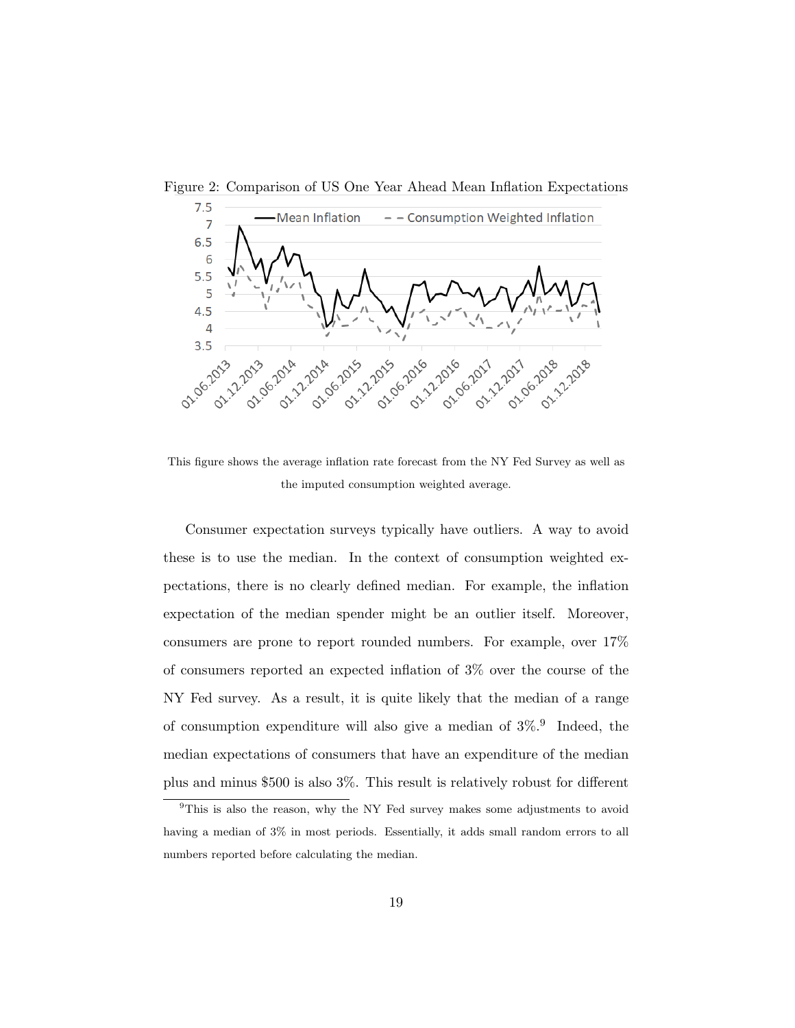Figure 2: Comparison of US One Year Ahead Mean Inflation Expectations

This figure shows the average inflation rate forecast from the NY Fed Survey as well as the imputed consumption weighted average.

Consumer expectation surveys typically have outliers. A way to avoid these is to use the median. In the context of consumption weighted expectations, there is no clearly defined median. For example, the inflation expectation of the median spender might be an outlier itself. Moreover, consumers are prone to report rounded numbers. For example, over 17% of consumers reported an expected inflation of 3% over the course of the NY Fed survey. As a result, it is quite likely that the median of a range of consumption expenditure will also give a median of 3%.[9] Indeed, the median expectations of consumers that have an expenditure of the median plus and minus $500 is also 3%. This result is relatively robust for different

[9]This is also the reason, why the NY Fed survey makes some adjustments to avoid having a median of 3% in most periods. Essentially, it adds small random errors to all numbers reported before calculating the median.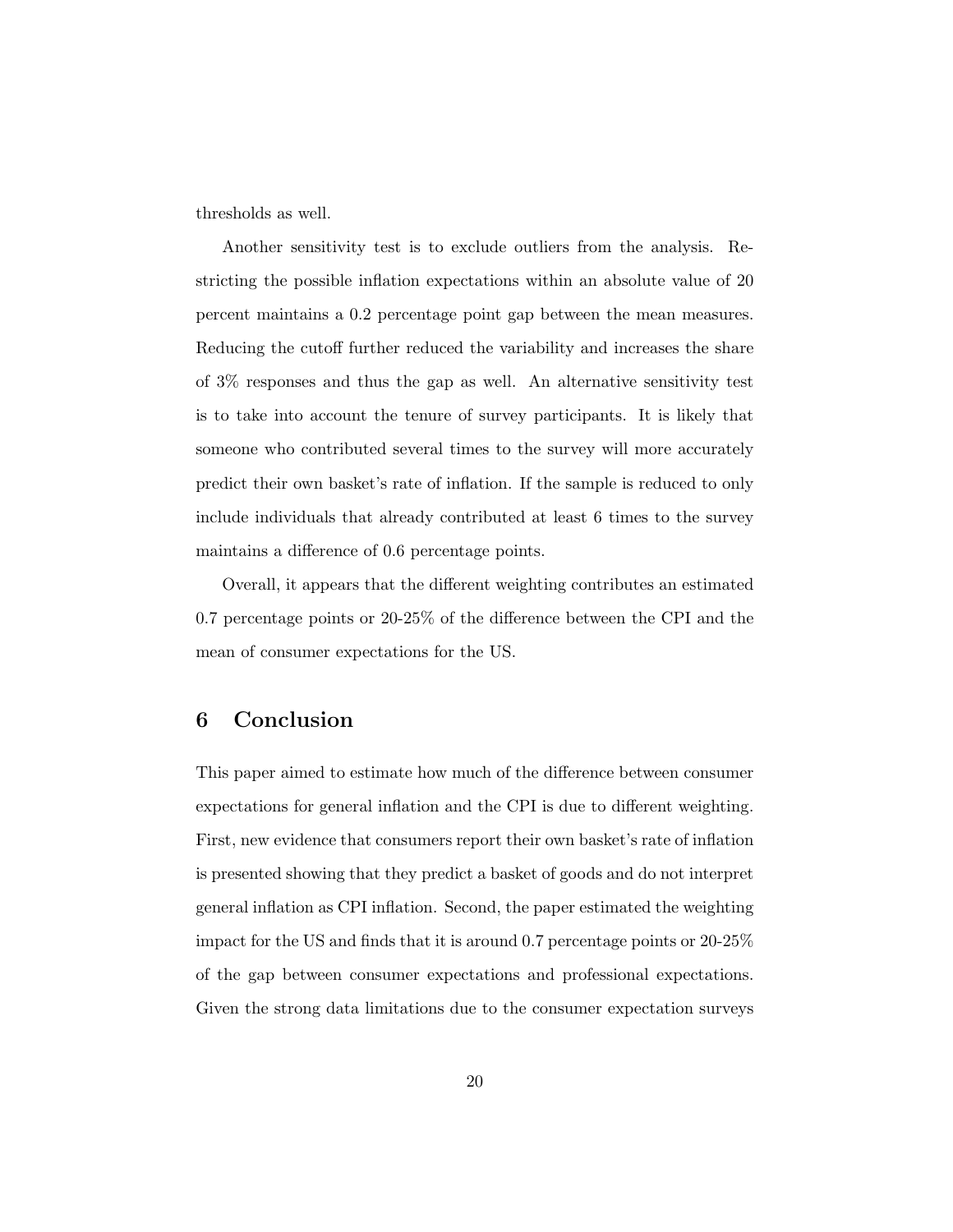thresholds as well.

Another sensitivity test is to exclude outliers from the analysis. Restricting the possible inflation expectations within an absolute value of 20 percent maintains a 0.2 percentage point gap between the mean measures. Reducing the cutoff further reduced the variability and increases the share of 3% responses and thus the gap as well. An alternative sensitivity test is to take into account the tenure of survey participants. It is likely that someone who contributed several times to the survey will more accurately predict their own basket's rate of inflation. If the sample is reduced to only include individuals that already contributed at least 6 times to the survey maintains a difference of 0.6 percentage points.

Overall, it appears that the different weighting contributes an estimated 0.7 percentage points or 20-25% of the difference between the CPI and the mean of consumer expectations for the US.

## 6 Conclusion

This paper aimed to estimate how much of the difference between consumer expectations for general inflation and the CPI is due to different weighting. First, new evidence that consumers report their own basket's rate of inflation is presented showing that they predict a basket of goods and do not interpret general inflation as CPI inflation. Second, the paper estimated the weighting impact for the US and finds that it is around 0.7 percentage points or 20-25% of the gap between consumer expectations and professional expectations. Given the strong data limitations due to the consumer expectation surveys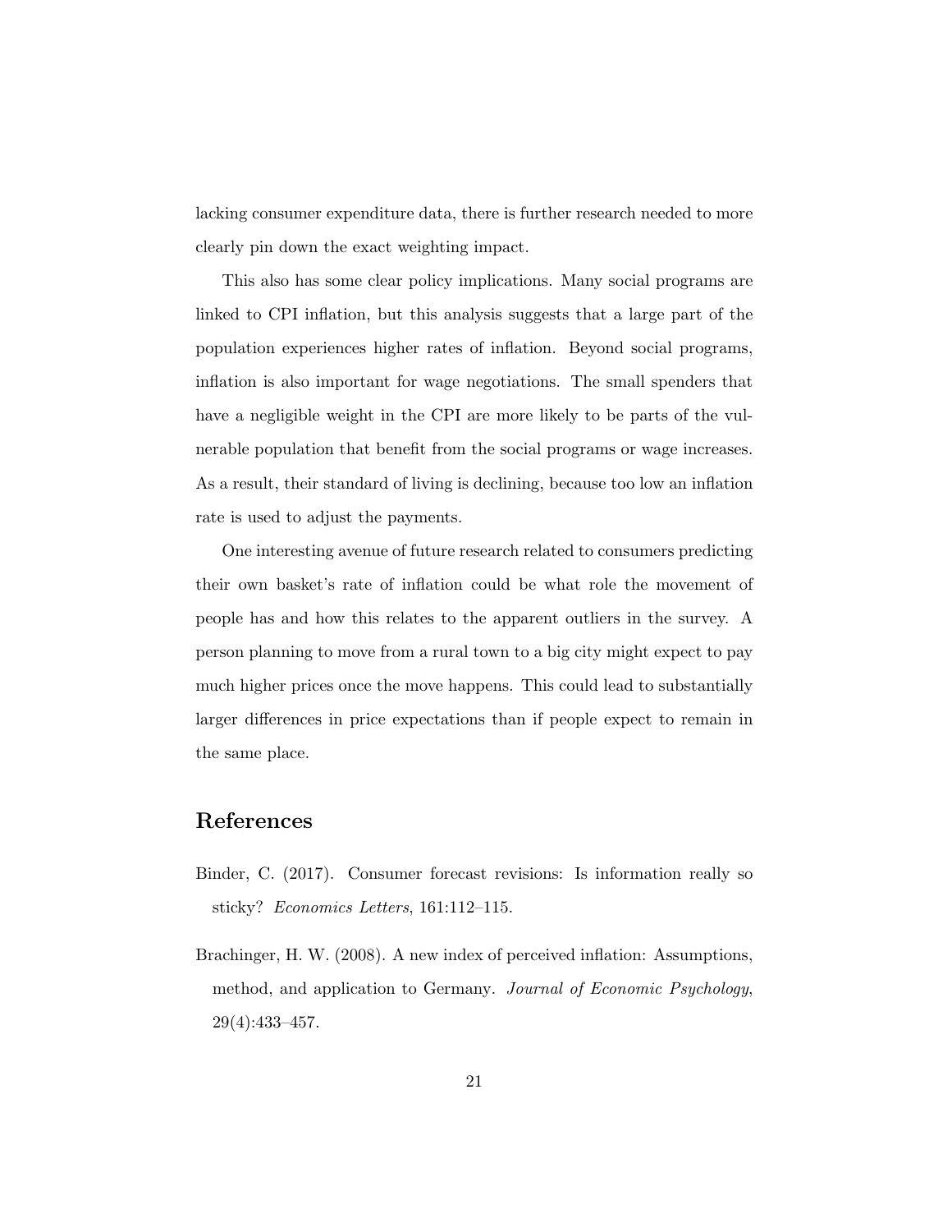lacking consumer expenditure data, there is further research needed to more clearly pin down the exact weighting impact.

This also has some clear policy implications. Many social programs are linked to CPI inflation, but this analysis suggests that a large part of the population experiences higher rates of inflation. Beyond social programs, inflation is also important for wage negotiations. The small spenders that have a negligible weight in the CPI are more likely to be parts of the vulnerable population that benefit from the social programs or wage increases. As a result, their standard of living is declining, because too low an inflation rate is used to adjust the payments.

One interesting avenue of future research related to consumers predicting their own basket's rate of inflation could be what role the movement of people has and how this relates to the apparent outliers in the survey. A person planning to move from a rural town to a big city might expect to pay much higher prices once the move happens. This could lead to substantially larger differences in price expectations than if people expect to remain in the same place.

## References

Binder, C. (2017). Consumer forecast revisions: Is information really so sticky? *Economics Letters*, 161:112–115.

Brachinger, H. W. (2008). A new index of perceived inflation: Assumptions, method, and application to Germany. *Journal of Economic Psychology*, 29(4):433–457.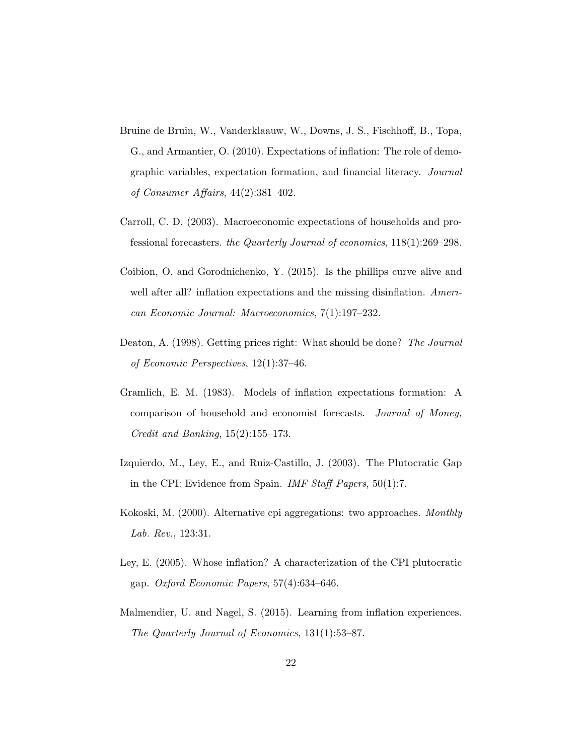Bruine de Bruin, W., Vanderklaauw, W., Downs, J. S., Fischhoff, B., Topa, G., and Armantier, O. (2010). Expectations of inflation: The role of demographic variables, expectation formation, and financial literacy. *Journal of Consumer Affairs*, 44(2):381–402.

Carroll, C. D. (2003). Macroeconomic expectations of households and professional forecasters. *the Quarterly Journal of economics*, 118(1):269–298.

Coibion, O. and Gorodnichenko, Y. (2015). Is the phillips curve alive and well after all? inflation expectations and the missing disinflation. *American Economic Journal: Macroeconomics*, 7(1):197–232.

Deaton, A. (1998). Getting prices right: What should be done? *The Journal of Economic Perspectives*, 12(1):37–46.

Gramlich, E. M. (1983). Models of inflation expectations formation: A comparison of household and economist forecasts. *Journal of Money, Credit and Banking*, 15(2):155–173.

Izquierdo, M., Ley, E., and Ruiz-Castillo, J. (2003). The Plutocratic Gap in the CPI: Evidence from Spain. *IMF Staff Papers*, 50(1):7.

Kokoski, M. (2000). Alternative cpi aggregations: two approaches. *Monthly Lab. Rev.*, 123:31.

Ley, E. (2005). Whose inflation? A characterization of the CPI plutocratic gap. *Oxford Economic Papers*, 57(4):634–646.

Malmendier, U. and Nagel, S. (2015). Learning from inflation experiences. *The Quarterly Journal of Economics*, 131(1):53–87.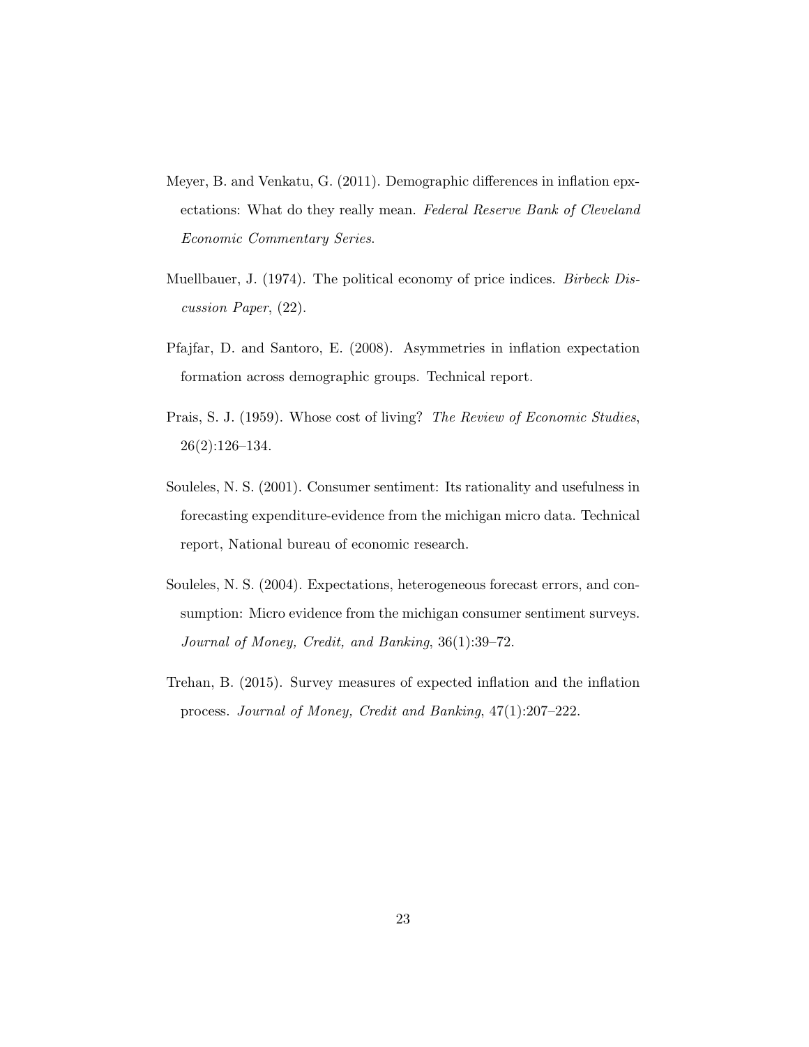Meyer, B. and Venkatu, G. (2011). Demographic differences in inflation epxectations: What do they really mean. *Federal Reserve Bank of Cleveland Economic Commentary Series*.

Muellbauer, J. (1974). The political economy of price indices. *Birbeck Discussion Paper*, (22).

Pfajfar, D. and Santoro, E. (2008). Asymmetries in inflation expectation formation across demographic groups. Technical report.

Prais, S. J. (1959). Whose cost of living? *The Review of Economic Studies*, 26(2):126–134.

Souleles, N. S. (2001). Consumer sentiment: Its rationality and usefulness in forecasting expenditure-evidence from the michigan micro data. Technical report, National bureau of economic research.

Souleles, N. S. (2004). Expectations, heterogeneous forecast errors, and consumption: Micro evidence from the michigan consumer sentiment surveys. *Journal of Money, Credit, and Banking*, 36(1):39–72.

Trehan, B. (2015). Survey measures of expected inflation and the inflation process. *Journal of Money, Credit and Banking*, 47(1):207–222.